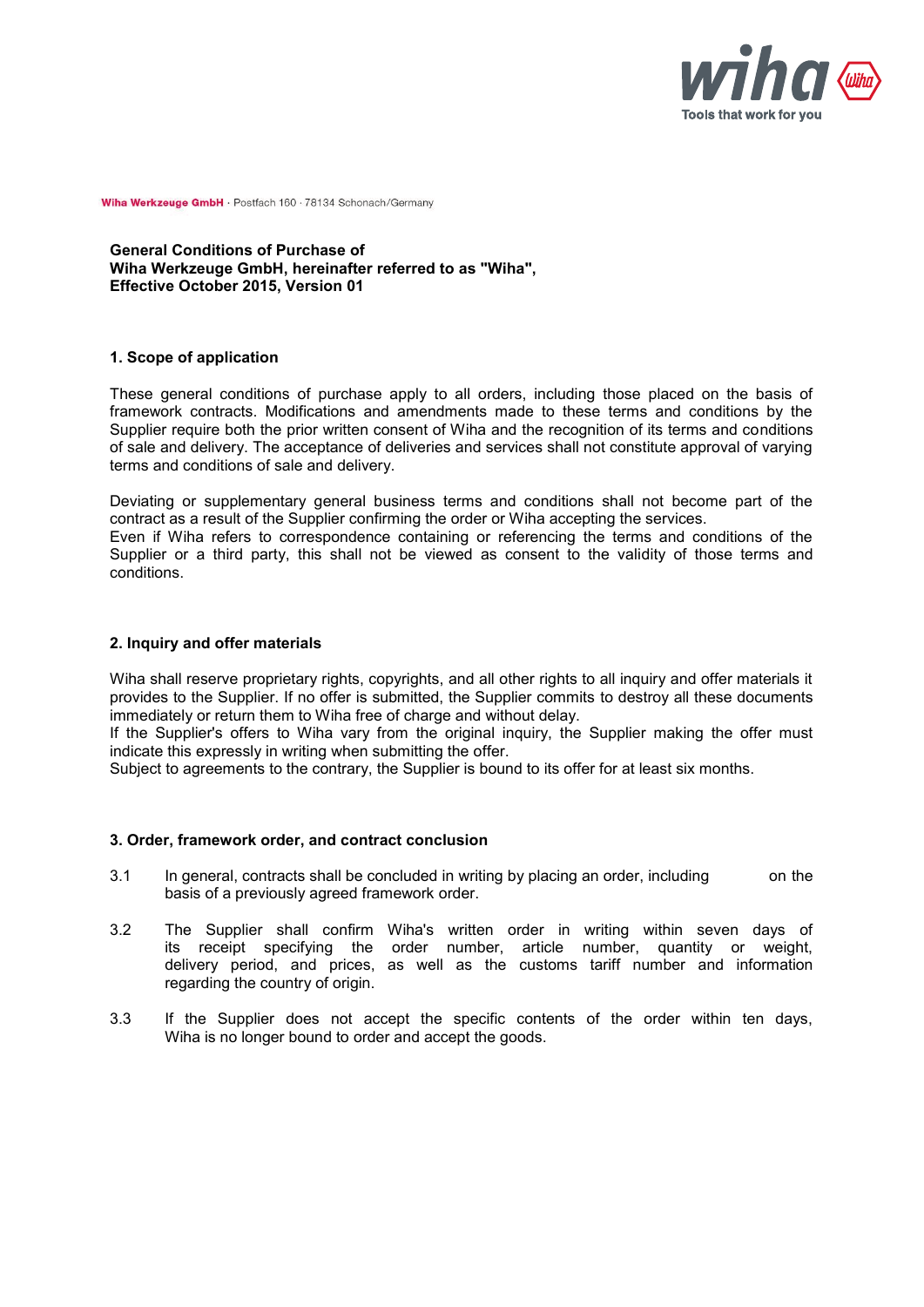Wiha Werkzeuge GmbH · Postfach 160 · 78134 Schonach/Germany

**General Conditions of Purchase of**
**Wiha Werkzeuge GmbH, hereinafter referred to as "Wiha",**
**Effective October 2015, Version 01**

## 1. Scope of application

These general conditions of purchase apply to all orders, including those placed on the basis of framework contracts. Modifications and amendments made to these terms and conditions by the Supplier require both the prior written consent of Wiha and the recognition of its terms and conditions of sale and delivery. The acceptance of deliveries and services shall not constitute approval of varying terms and conditions of sale and delivery.

Deviating or supplementary general business terms and conditions shall not become part of the contract as a result of the Supplier confirming the order or Wiha accepting the services.
Even if Wiha refers to correspondence containing or referencing the terms and conditions of the Supplier or a third party, this shall not be viewed as consent to the validity of those terms and conditions.

## 2. Inquiry and offer materials

Wiha shall reserve proprietary rights, copyrights, and all other rights to all inquiry and offer materials it provides to the Supplier. If no offer is submitted, the Supplier commits to destroy all these documents immediately or return them to Wiha free of charge and without delay.
If the Supplier's offers to Wiha vary from the original inquiry, the Supplier making the offer must indicate this expressly in writing when submitting the offer.
Subject to agreements to the contrary, the Supplier is bound to its offer for at least six months.

## 3. Order, framework order, and contract conclusion

3.1 In general, contracts shall be concluded in writing by placing an order, including on the basis of a previously agreed framework order.

3.2 The Supplier shall confirm Wiha's written order in writing within seven days of its receipt specifying the order number, article number, quantity or weight, delivery period, and prices, as well as the customs tariff number and information regarding the country of origin.

3.3 If the Supplier does not accept the specific contents of the order within ten days, Wiha is no longer bound to order and accept the goods.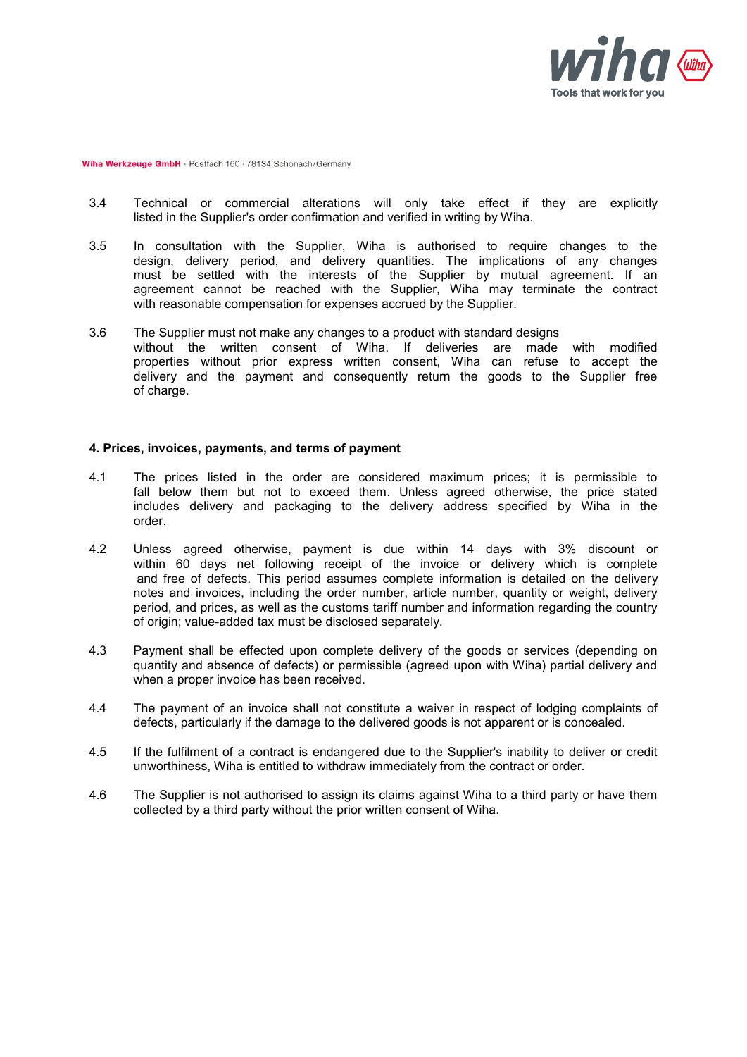3.4 Technical or commercial alterations will only take effect if they are explicitly listed in the Supplier's order confirmation and verified in writing by Wiha.

3.5 In consultation with the Supplier, Wiha is authorised to require changes to the design, delivery period, and delivery quantities. The implications of any changes must be settled with the interests of the Supplier by mutual agreement. If an agreement cannot be reached with the Supplier, Wiha may terminate the contract with reasonable compensation for expenses accrued by the Supplier.

3.6 The Supplier must not make any changes to a product with standard designs without the written consent of Wiha. If deliveries are made with modified properties without prior express written consent, Wiha can refuse to accept the delivery and the payment and consequently return the goods to the Supplier free of charge.

**4. Prices, invoices, payments, and terms of payment**

4.1 The prices listed in the order are considered maximum prices; it is permissible to fall below them but not to exceed them. Unless agreed otherwise, the price stated includes delivery and packaging to the delivery address specified by Wiha in the order.

4.2 Unless agreed otherwise, payment is due within 14 days with 3% discount or within 60 days net following receipt of the invoice or delivery which is complete and free of defects. This period assumes complete information is detailed on the delivery notes and invoices, including the order number, article number, quantity or weight, delivery period, and prices, as well as the customs tariff number and information regarding the country of origin; value-added tax must be disclosed separately.

4.3 Payment shall be effected upon complete delivery of the goods or services (depending on quantity and absence of defects) or permissible (agreed upon with Wiha) partial delivery and when a proper invoice has been received.

4.4 The payment of an invoice shall not constitute a waiver in respect of lodging complaints of defects, particularly if the damage to the delivered goods is not apparent or is concealed.

4.5 If the fulfilment of a contract is endangered due to the Supplier's inability to deliver or credit unworthiness, Wiha is entitled to withdraw immediately from the contract or order.

4.6 The Supplier is not authorised to assign its claims against Wiha to a third party or have them collected by a third party without the prior written consent of Wiha.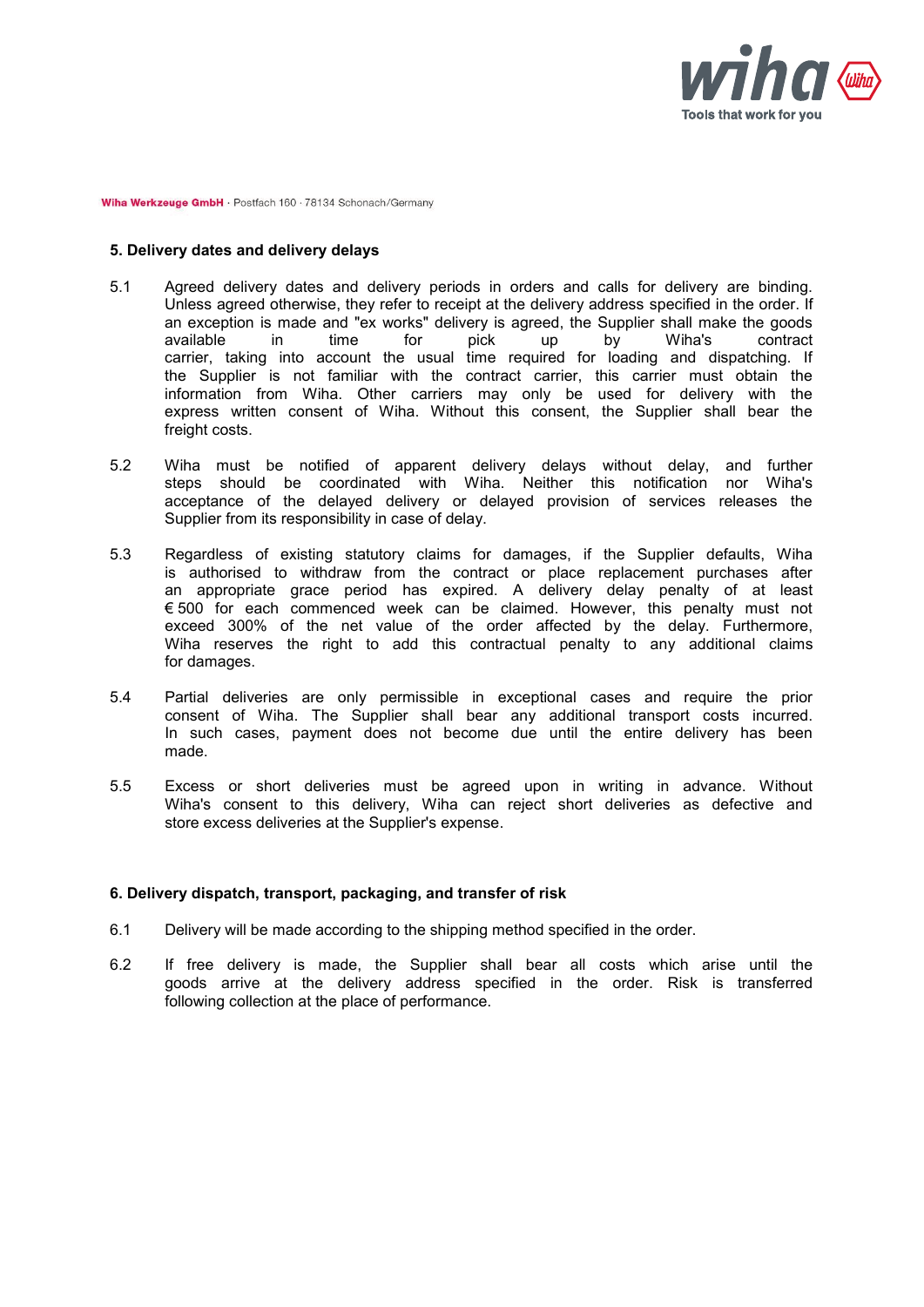## 5. Delivery dates and delivery delays

5.1 Agreed delivery dates and delivery periods in orders and calls for delivery are binding. Unless agreed otherwise, they refer to receipt at the delivery address specified in the order. If an exception is made and "ex works" delivery is agreed, the Supplier shall make the goods available in time for pick up by Wiha's contract carrier, taking into account the usual time required for loading and dispatching. If the Supplier is not familiar with the contract carrier, this carrier must obtain the information from Wiha. Other carriers may only be used for delivery with the express written consent of Wiha. Without this consent, the Supplier shall bear the freight costs.

5.2 Wiha must be notified of apparent delivery delays without delay, and further steps should be coordinated with Wiha. Neither this notification nor Wiha's acceptance of the delayed delivery or delayed provision of services releases the Supplier from its responsibility in case of delay.

5.3 Regardless of existing statutory claims for damages, if the Supplier defaults, Wiha is authorised to withdraw from the contract or place replacement purchases after an appropriate grace period has expired. A delivery delay penalty of at least € 500 for each commenced week can be claimed. However, this penalty must not exceed 300% of the net value of the order affected by the delay. Furthermore, Wiha reserves the right to add this contractual penalty to any additional claims for damages.

5.4 Partial deliveries are only permissible in exceptional cases and require the prior consent of Wiha. The Supplier shall bear any additional transport costs incurred. In such cases, payment does not become due until the entire delivery has been made.

5.5 Excess or short deliveries must be agreed upon in writing in advance. Without Wiha's consent to this delivery, Wiha can reject short deliveries as defective and store excess deliveries at the Supplier's expense.

## 6. Delivery dispatch, transport, packaging, and transfer of risk

6.1 Delivery will be made according to the shipping method specified in the order.

6.2 If free delivery is made, the Supplier shall bear all costs which arise until the goods arrive at the delivery address specified in the order. Risk is transferred following collection at the place of performance.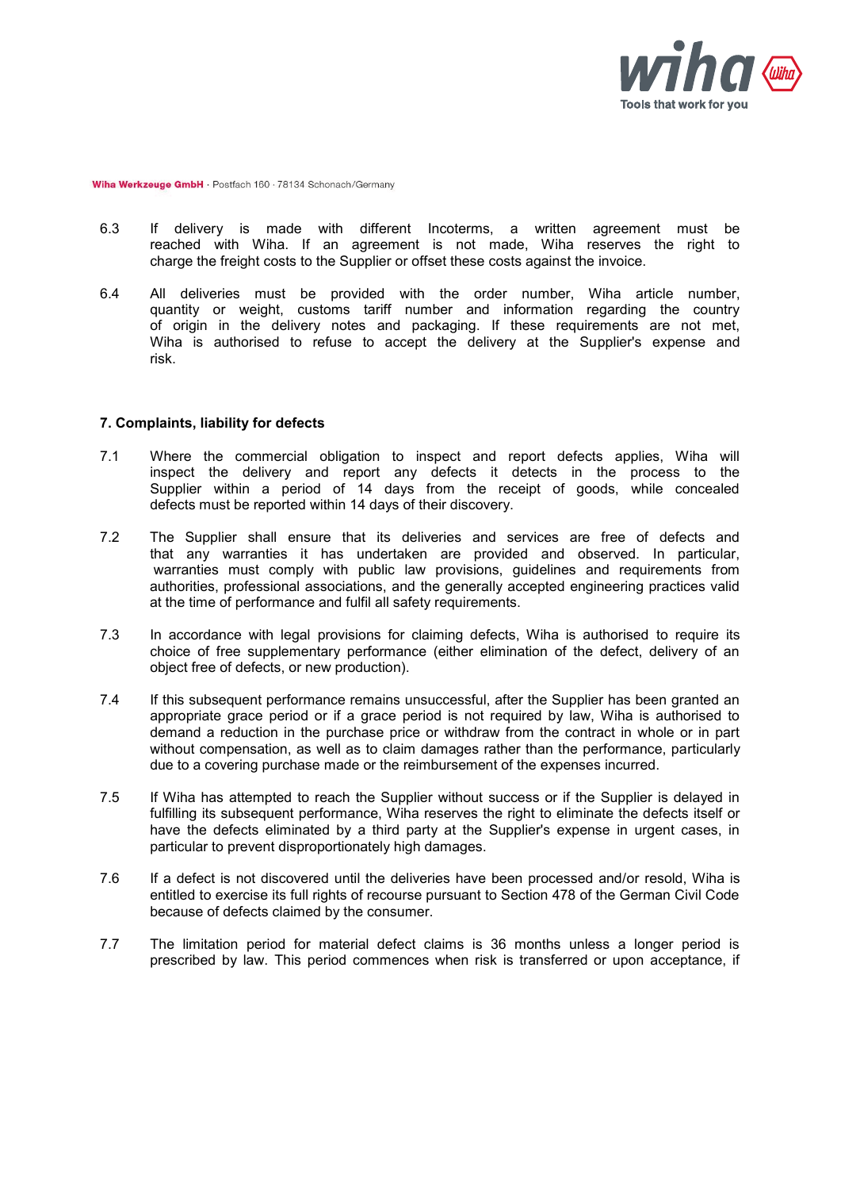6.3 If delivery is made with different Incoterms, a written agreement must be reached with Wiha. If an agreement is not made, Wiha reserves the right to charge the freight costs to the Supplier or offset these costs against the invoice.

6.4 All deliveries must be provided with the order number, Wiha article number, quantity or weight, customs tariff number and information regarding the country of origin in the delivery notes and packaging. If these requirements are not met, Wiha is authorised to refuse to accept the delivery at the Supplier's expense and risk.

## 7. Complaints, liability for defects

7.1 Where the commercial obligation to inspect and report defects applies, Wiha will inspect the delivery and report any defects it detects in the process to the Supplier within a period of 14 days from the receipt of goods, while concealed defects must be reported within 14 days of their discovery.

7.2 The Supplier shall ensure that its deliveries and services are free of defects and that any warranties it has undertaken are provided and observed. In particular, warranties must comply with public law provisions, guidelines and requirements from authorities, professional associations, and the generally accepted engineering practices valid at the time of performance and fulfil all safety requirements.

7.3 In accordance with legal provisions for claiming defects, Wiha is authorised to require its choice of free supplementary performance (either elimination of the defect, delivery of an object free of defects, or new production).

7.4 If this subsequent performance remains unsuccessful, after the Supplier has been granted an appropriate grace period or if a grace period is not required by law, Wiha is authorised to demand a reduction in the purchase price or withdraw from the contract in whole or in part without compensation, as well as to claim damages rather than the performance, particularly due to a covering purchase made or the reimbursement of the expenses incurred.

7.5 If Wiha has attempted to reach the Supplier without success or if the Supplier is delayed in fulfilling its subsequent performance, Wiha reserves the right to eliminate the defects itself or have the defects eliminated by a third party at the Supplier's expense in urgent cases, in particular to prevent disproportionately high damages.

7.6 If a defect is not discovered until the deliveries have been processed and/or resold, Wiha is entitled to exercise its full rights of recourse pursuant to Section 478 of the German Civil Code because of defects claimed by the consumer.

7.7 The limitation period for material defect claims is 36 months unless a longer period is prescribed by law. This period commences when risk is transferred or upon acceptance, if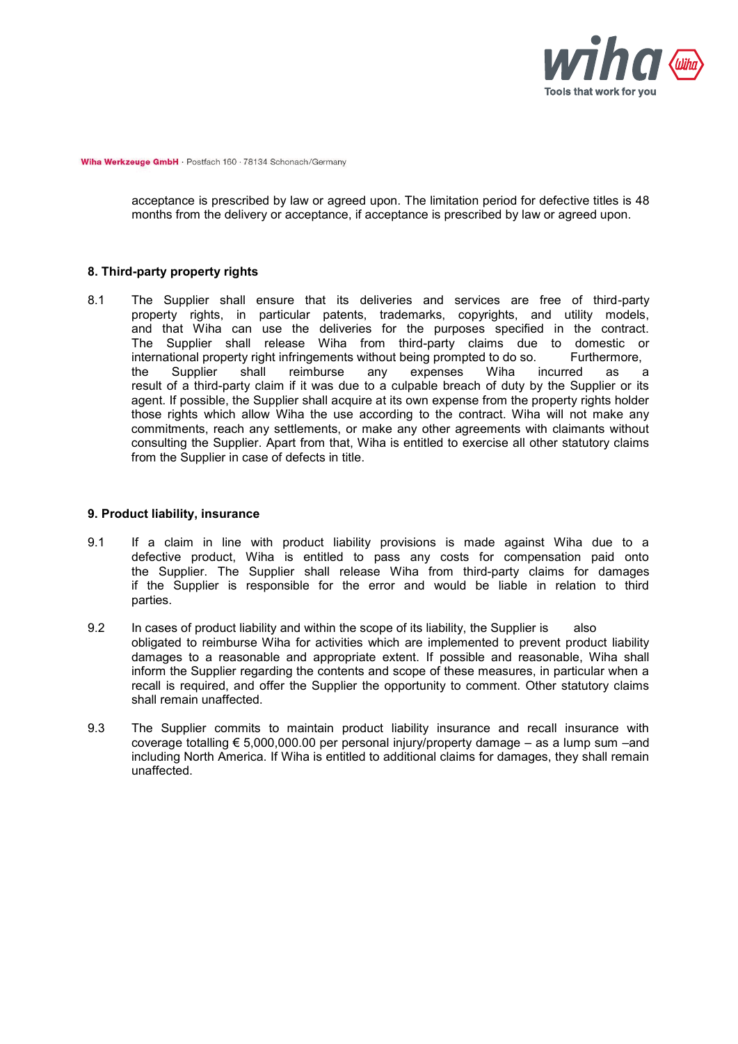acceptance is prescribed by law or agreed upon. The limitation period for defective titles is 48 months from the delivery or acceptance, if acceptance is prescribed by law or agreed upon.

## 8. Third-party property rights

8.1 The Supplier shall ensure that its deliveries and services are free of third-party property rights, in particular patents, trademarks, copyrights, and utility models, and that Wiha can use the deliveries for the purposes specified in the contract. The Supplier shall release Wiha from third-party claims due to domestic or international property right infringements without being prompted to do so. Furthermore, the Supplier shall reimburse any expenses Wiha incurred as a result of a third-party claim if it was due to a culpable breach of duty by the Supplier or its agent. If possible, the Supplier shall acquire at its own expense from the property rights holder those rights which allow Wiha the use according to the contract. Wiha will not make any commitments, reach any settlements, or make any other agreements with claimants without consulting the Supplier. Apart from that, Wiha is entitled to exercise all other statutory claims from the Supplier in case of defects in title.

## 9. Product liability, insurance

9.1 If a claim in line with product liability provisions is made against Wiha due to a defective product, Wiha is entitled to pass any costs for compensation paid onto the Supplier. The Supplier shall release Wiha from third-party claims for damages if the Supplier is responsible for the error and would be liable in relation to third parties.

9.2 In cases of product liability and within the scope of its liability, the Supplier is also obligated to reimburse Wiha for activities which are implemented to prevent product liability damages to a reasonable and appropriate extent. If possible and reasonable, Wiha shall inform the Supplier regarding the contents and scope of these measures, in particular when a recall is required, and offer the Supplier the opportunity to comment. Other statutory claims shall remain unaffected.

9.3 The Supplier commits to maintain product liability insurance and recall insurance with coverage totalling € 5,000,000.00 per personal injury/property damage – as a lump sum –and including North America. If Wiha is entitled to additional claims for damages, they shall remain unaffected.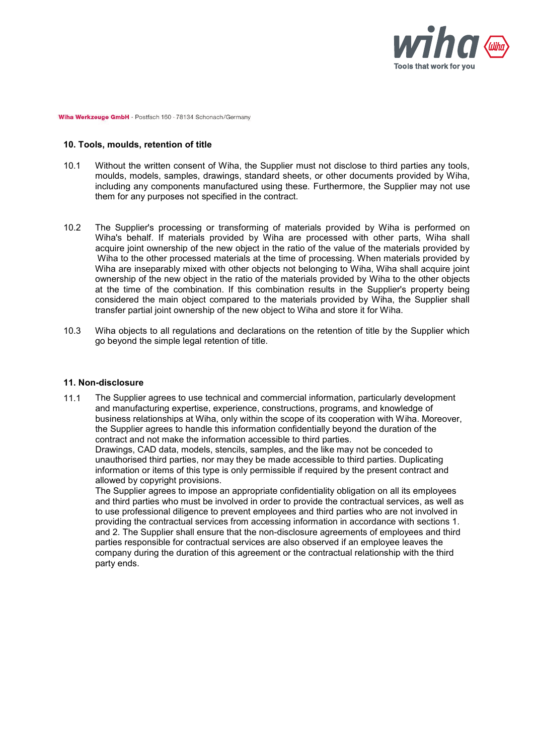Wiha Werkzeuge GmbH · Postfach 160 · 78134 Schonach/Germany

## 10. Tools, moulds, retention of title

10.1 Without the written consent of Wiha, the Supplier must not disclose to third parties any tools, moulds, models, samples, drawings, standard sheets, or other documents provided by Wiha, including any components manufactured using these. Furthermore, the Supplier may not use them for any purposes not specified in the contract.

10.2 The Supplier's processing or transforming of materials provided by Wiha is performed on Wiha's behalf. If materials provided by Wiha are processed with other parts, Wiha shall acquire joint ownership of the new object in the ratio of the value of the materials provided by Wiha to the other processed materials at the time of processing. When materials provided by Wiha are inseparably mixed with other objects not belonging to Wiha, Wiha shall acquire joint ownership of the new object in the ratio of the materials provided by Wiha to the other objects at the time of the combination. If this combination results in the Supplier's property being considered the main object compared to the materials provided by Wiha, the Supplier shall transfer partial joint ownership of the new object to Wiha and store it for Wiha.

10.3 Wiha objects to all regulations and declarations on the retention of title by the Supplier which go beyond the simple legal retention of title.

## 11. Non-disclosure

11.1 The Supplier agrees to use technical and commercial information, particularly development and manufacturing expertise, experience, constructions, programs, and knowledge of business relationships at Wiha, only within the scope of its cooperation with Wiha. Moreover, the Supplier agrees to handle this information confidentially beyond the duration of the contract and not make the information accessible to third parties.
Drawings, CAD data, models, stencils, samples, and the like may not be conceded to unauthorised third parties, nor may they be made accessible to third parties. Duplicating information or items of this type is only permissible if required by the present contract and allowed by copyright provisions.
The Supplier agrees to impose an appropriate confidentiality obligation on all its employees and third parties who must be involved in order to provide the contractual services, as well as to use professional diligence to prevent employees and third parties who are not involved in providing the contractual services from accessing information in accordance with sections 1. and 2. The Supplier shall ensure that the non-disclosure agreements of employees and third parties responsible for contractual services are also observed if an employee leaves the company during the duration of this agreement or the contractual relationship with the third party ends.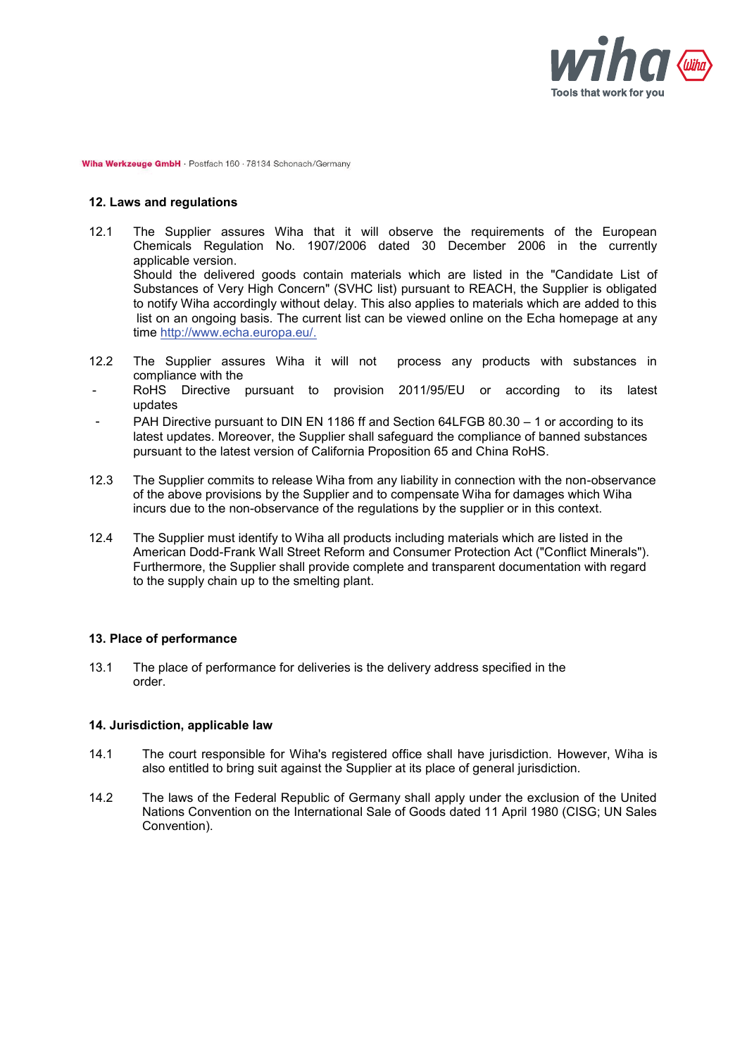## 12. Laws and regulations

12.1 The Supplier assures Wiha that it will observe the requirements of the European Chemicals Regulation No. 1907/2006 dated 30 December 2006 in the currently applicable version.
Should the delivered goods contain materials which are listed in the "Candidate List of Substances of Very High Concern" (SVHC list) pursuant to REACH, the Supplier is obligated to notify Wiha accordingly without delay. This also applies to materials which are added to this list on an ongoing basis. The current list can be viewed online on the Echa homepage at any time http://www.echa.europa.eu/.

12.2 The Supplier assures Wiha it will not process any products with substances in compliance with the

- RoHS Directive pursuant to provision 2011/95/EU or according to its latest updates
- PAH Directive pursuant to DIN EN 1186 ff and Section 64LFGB 80.30 – 1 or according to its latest updates. Moreover, the Supplier shall safeguard the compliance of banned substances pursuant to the latest version of California Proposition 65 and China RoHS.

12.3 The Supplier commits to release Wiha from any liability in connection with the non-observance of the above provisions by the Supplier and to compensate Wiha for damages which Wiha incurs due to the non-observance of the regulations by the supplier or in this context.

12.4 The Supplier must identify to Wiha all products including materials which are listed in the American Dodd-Frank Wall Street Reform and Consumer Protection Act ("Conflict Minerals"). Furthermore, the Supplier shall provide complete and transparent documentation with regard to the supply chain up to the smelting plant.

## 13. Place of performance

13.1 The place of performance for deliveries is the delivery address specified in the order.

## 14. Jurisdiction, applicable law

14.1 The court responsible for Wiha's registered office shall have jurisdiction. However, Wiha is also entitled to bring suit against the Supplier at its place of general jurisdiction.

14.2 The laws of the Federal Republic of Germany shall apply under the exclusion of the United Nations Convention on the International Sale of Goods dated 11 April 1980 (CISG; UN Sales Convention).